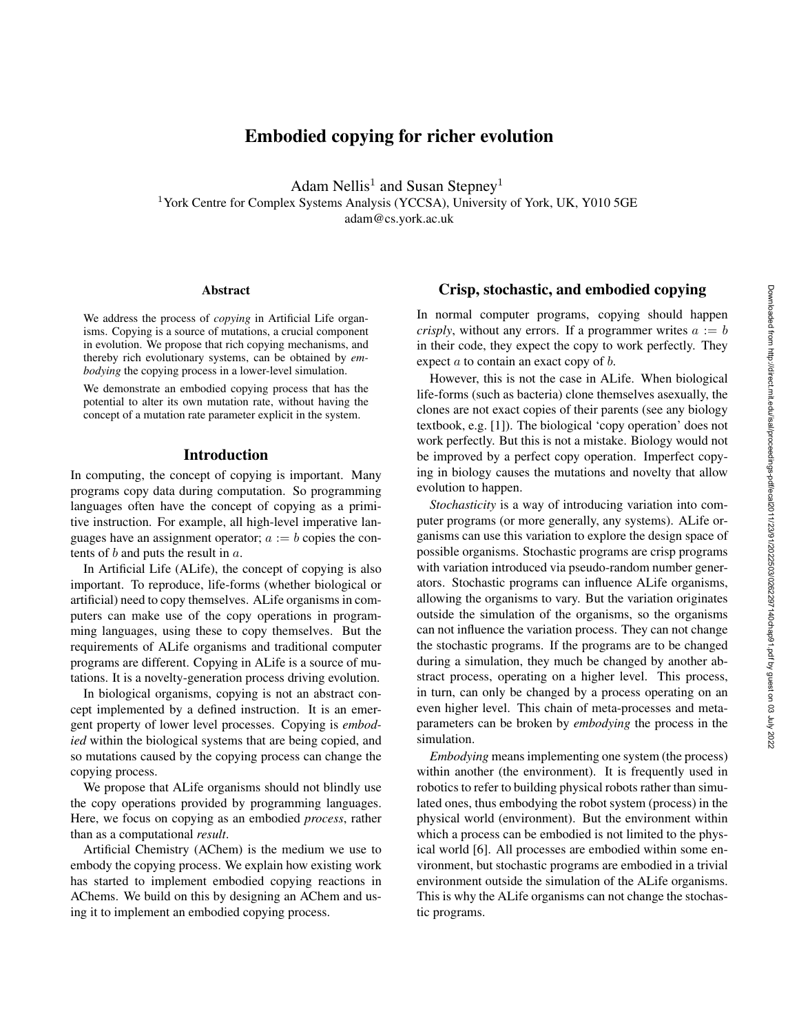# Embodied copying for richer evolution

Adam Nellis[1] and Susan Stepney[1]

[1]York Centre for Complex Systems Analysis (YCCSA), University of York, UK, Y010 5GE
adam@cs.york.ac.uk

## Abstract

We address the process of *copying* in Artificial Life organisms. Copying is a source of mutations, a crucial component in evolution. We propose that rich copying mechanisms, and thereby rich evolutionary systems, can be obtained by *embodying* the copying process in a lower-level simulation.

We demonstrate an embodied copying process that has the potential to alter its own mutation rate, without having the concept of a mutation rate parameter explicit in the system.

## Introduction

In computing, the concept of copying is important. Many programs copy data during computation. So programming languages often have the concept of copying as a primitive instruction. For example, all high-level imperative languages have an assignment operator; $a := b$ copies the contents of $b$ and puts the result in $a$.

In Artificial Life (ALife), the concept of copying is also important. To reproduce, life-forms (whether biological or artificial) need to copy themselves. ALife organisms in computers can make use of the copy operations in programming languages, using these to copy themselves. But the requirements of ALife organisms and traditional computer programs are different. Copying in ALife is a source of mutations. It is a novelty-generation process driving evolution.

In biological organisms, copying is not an abstract concept implemented by a defined instruction. It is an emergent property of lower level processes. Copying is *embodied* within the biological systems that are being copied, and so mutations caused by the copying process can change the copying process.

We propose that ALife organisms should not blindly use the copy operations provided by programming languages. Here, we focus on copying as an embodied *process*, rather than as a computational *result*.

Artificial Chemistry (AChem) is the medium we use to embody the copying process. We explain how existing work has started to implement embodied copying reactions in AChems. We build on this by designing an AChem and using it to implement an embodied copying process.

## Crisp, stochastic, and embodied copying

In normal computer programs, copying should happen *crisply*, without any errors. If a programmer writes $a := b$ in their code, they expect the copy to work perfectly. They expect $a$ to contain an exact copy of $b$.

However, this is not the case in ALife. When biological life-forms (such as bacteria) clone themselves asexually, the clones are not exact copies of their parents (see any biology textbook, e.g. [1]). The biological 'copy operation' does not work perfectly. But this is not a mistake. Biology would not be improved by a perfect copy operation. Imperfect copying in biology causes the mutations and novelty that allow evolution to happen.

*Stochasticity* is a way of introducing variation into computer programs (or more generally, any systems). ALife organisms can use this variation to explore the design space of possible organisms. Stochastic programs are crisp programs with variation introduced via pseudo-random number generators. Stochastic programs can influence ALife organisms, allowing the organisms to vary. But the variation originates outside the simulation of the organisms, so the organisms can not influence the variation process. They can not change the stochastic programs. If the programs are to be changed during a simulation, they much be changed by another abstract process, operating on a higher level. This process, in turn, can only be changed by a process operating on an even higher level. This chain of meta-processes and meta-parameters can be broken by *embodying* the process in the simulation.

*Embodying* means implementing one system (the process) within another (the environment). It is frequently used in robotics to refer to building physical robots rather than simulated ones, thus embodying the robot system (process) in the physical world (environment). But the environment within which a process can be embodied is not limited to the physical world [6]. All processes are embodied within some environment, but stochastic programs are embodied in a trivial environment outside the simulation of the ALife organisms. This is why the ALife organisms can not change the stochastic programs.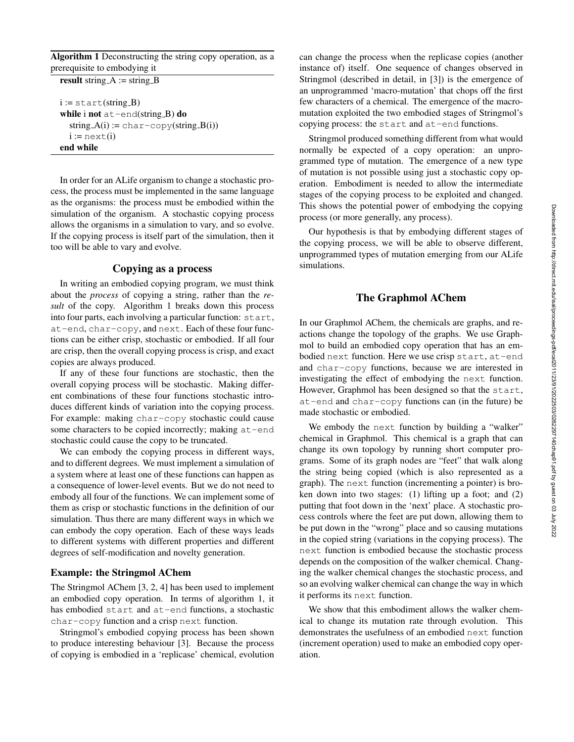**Algorithm 1** Deconstructing the string copy operation, as a prerequisite to embodying it

```
result string_A := string_B

i := start(string_B)
while i not at-end(string_B) do
    string_A(i) := char-copy(string_B(i))
    i := next(i)
end while
```

In order for an ALife organism to change a stochastic process, the process must be implemented in the same language as the organisms: the process must be embodied within the simulation of the organism. A stochastic copying process allows the organisms in a simulation to vary, and so evolve. If the copying process is itself part of the simulation, then it too will be able to vary and evolve.

## Copying as a process

In writing an embodied copying program, we must think about the *process* of copying a string, rather than the *result* of the copy. Algorithm 1 breaks down this process into four parts, each involving a particular function: `start`, `at-end`, `char-copy`, and `next`. Each of these four functions can be either crisp, stochastic or embodied. If all four are crisp, then the overall copying process is crisp, and exact copies are always produced.

If any of these four functions are stochastic, then the overall copying process will be stochastic. Making different combinations of these four functions stochastic introduces different kinds of variation into the copying process. For example: making `char-copy` stochastic could cause some characters to be copied incorrectly; making `at-end` stochastic could cause the copy to be truncated.

We can embody the copying process in different ways, and to different degrees. We must implement a simulation of a system where at least one of these functions can happen as a consequence of lower-level events. But we do not need to embody all four of the functions. We can implement some of them as crisp or stochastic functions in the definition of our simulation. Thus there are many different ways in which we can embody the copy operation. Each of these ways leads to different systems with different properties and different degrees of self-modification and novelty generation.

### Example: the Stringmol AChem

The Stringmol AChem [3, 2, 4] has been used to implement an embodied copy operation. In terms of algorithm 1, it has embodied `start` and `at-end` functions, a stochastic `char-copy` function and a crisp `next` function.

Stringmol's embodied copying process has been shown to produce interesting behaviour [3]. Because the process of copying is embodied in a 'replicase' chemical, evolution can change the process when the replicase copies (another instance of) itself. One sequence of changes observed in Stringmol (described in detail, in [3]) is the emergence of an unprogrammed 'macro-mutation' that chops off the first few characters of a chemical. The emergence of the macro-mutation exploited the two embodied stages of Stringmol's copying process: the `start` and `at-end` functions.

Stringmol produced something different from what would normally be expected of a copy operation: an unprogrammed type of mutation. The emergence of a new type of mutation is not possible using just a stochastic copy operation. Embodiment is needed to allow the intermediate stages of the copying process to be exploited and changed. This shows the potential power of embodying the copying process (or more generally, any process).

Our hypothesis is that by embodying different stages of the copying process, we will be able to observe different, unprogrammed types of mutation emerging from our ALife simulations.

## The Graphmol AChem

In our Graphmol AChem, the chemicals are graphs, and reactions change the topology of the graphs. We use Graphmol to build an embodied copy operation that has an embodied `next` function. Here we use crisp `start`, `at-end` and `char-copy` functions, because we are interested in investigating the effect of embodying the `next` function. However, Graphmol has been designed so that the `start`, `at-end` and `char-copy` functions can (in the future) be made stochastic or embodied.

We embody the `next` function by building a "walker" chemical in Graphmol. This chemical is a graph that can change its own topology by running short computer programs. Some of its graph nodes are "feet" that walk along the string being copied (which is also represented as a graph). The `next` function (incrementing a pointer) is broken down into two stages: (1) lifting up a foot; and (2) putting that foot down in the 'next' place. A stochastic process controls where the feet are put down, allowing them to be put down in the "wrong" place and so causing mutations in the copied string (variations in the copying process). The `next` function is embodied because the stochastic process depends on the composition of the walker chemical. Changing the walker chemical changes the stochastic process, and so an evolving walker chemical can change the way in which it performs its `next` function.

We show that this embodiment allows the walker chemical to change its mutation rate through evolution. This demonstrates the usefulness of an embodied `next` function (increment operation) used to make an embodied copy operation.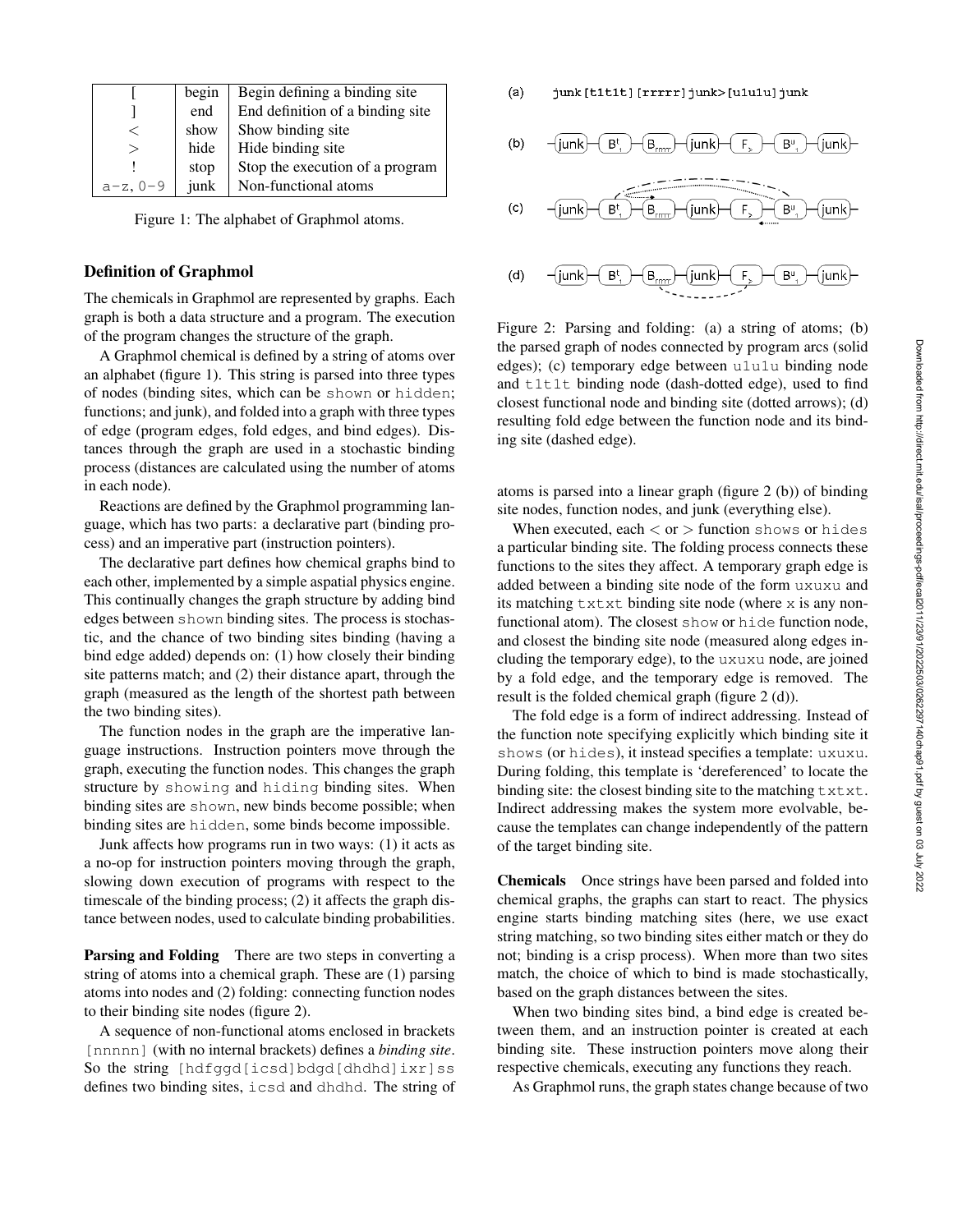| [ | begin | Begin defining a binding site |
|---|---|---|
| ] | end | End definition of a binding site |
| < | show | Show binding site |
| > | hide | Hide binding site |
| ! | stop | Stop the execution of a program |
| a-z, 0-9 | junk | Non-functional atoms |

Figure 1: The alphabet of Graphmol atoms.

## Definition of Graphmol

The chemicals in Graphmol are represented by graphs. Each graph is both a data structure and a program. The execution of the program changes the structure of the graph.

A Graphmol chemical is defined by a string of atoms over an alphabet (figure 1). This string is parsed into three types of nodes (binding sites, which can be `shown` or `hidden`; functions; and junk), and folded into a graph with three types of edge (program edges, fold edges, and bind edges). Distances through the graph are used in a stochastic binding process (distances are calculated using the number of atoms in each node).

Reactions are defined by the Graphmol programming language, which has two parts: a declarative part (binding process) and an imperative part (instruction pointers).

The declarative part defines how chemical graphs bind to each other, implemented by a simple aspatial physics engine. This continually changes the graph structure by adding bind edges between `shown` binding sites. The process is stochastic, and the chance of two binding sites binding (having a bind edge added) depends on: (1) how closely their binding site patterns match; and (2) their distance apart, through the graph (measured as the length of the shortest path between the two binding sites).

The function nodes in the graph are the imperative language instructions. Instruction pointers move through the graph, executing the function nodes. This changes the graph structure by `showing` and `hiding` binding sites. When binding sites are `shown`, new binds become possible; when binding sites are `hidden`, some binds become impossible.

Junk affects how programs run in two ways: (1) it acts as a no-op for instruction pointers moving through the graph, slowing down execution of programs with respect to the timescale of the binding process; (2) it affects the graph distance between nodes, used to calculate binding probabilities.

**Parsing and Folding** There are two steps in converting a string of atoms into a chemical graph. These are (1) parsing atoms into nodes and (2) folding: connecting function nodes to their binding site nodes (figure 2).

A sequence of non-functional atoms enclosed in brackets `[nnnnn]` (with no internal brackets) defines a *binding site*. So the string `[hdfggd[icsd]bdgd[dhdhd]ixr]ss` defines two binding sites, `icsd` and `dhdhd`. The string of atoms is parsed into a linear graph (figure 2 (b)) of binding site nodes, function nodes, and junk (everything else).

(a) junk[t1t1t][rrrrr]junk>[u1u1u]junk

Figure 2: Parsing and folding: (a) a string of atoms; (b) the parsed graph of nodes connected by program arcs (solid edges); (c) temporary edge between `u1u1u` binding node and `t1t1t` binding node (dash-dotted edge), used to find closest functional node and binding site (dotted arrows); (d) resulting fold edge between the function node and its binding site (dashed edge).

When executed, each $<$ or $>$ function `shows` or `hides` a particular binding site. The folding process connects these functions to the sites they affect. A temporary graph edge is added between a binding site node of the form `uxuxu` and its matching `txtxt` binding site node (where `x` is any non-functional atom). The closest `show` or `hide` function node, and closest the binding site node (measured along edges including the temporary edge), to the `uxuxu` node, are joined by a fold edge, and the temporary edge is removed. The result is the folded chemical graph (figure 2 (d)).

The fold edge is a form of indirect addressing. Instead of the function note specifying explicitly which binding site it `shows` (or `hides`), it instead specifies a template: `uxuxu`. During folding, this template is 'dereferenced' to locate the binding site: the closest binding site to the matching `txtxt`. Indirect addressing makes the system more evolvable, because the templates can change independently of the pattern of the target binding site.

**Chemicals** Once strings have been parsed and folded into chemical graphs, the graphs can start to react. The physics engine starts binding matching sites (here, we use exact string matching, so two binding sites either match or they do not; binding is a crisp process). When more than two sites match, the choice of which to bind is made stochastically, based on the graph distances between the sites.

When two binding sites bind, a bind edge is created between them, and an instruction pointer is created at each binding site. These instruction pointers move along their respective chemicals, executing any functions they reach.

As Graphmol runs, the graph states change because of two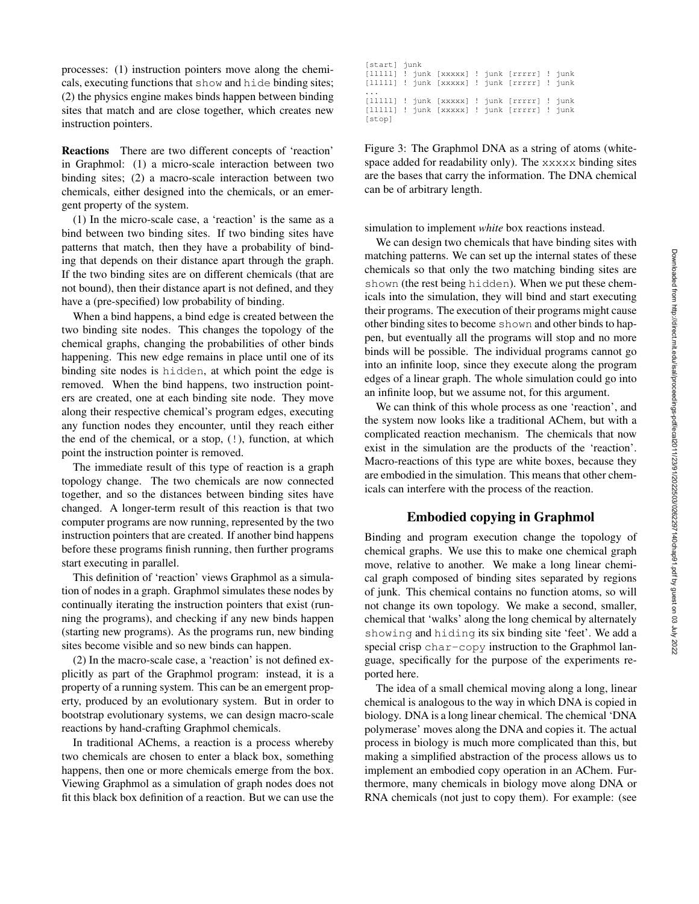processes: (1) instruction pointers move along the chemicals, executing functions that show and hide binding sites; (2) the physics engine makes binds happen between binding sites that match and are close together, which creates new instruction pointers.

**Reactions** There are two different concepts of 'reaction' in Graphmol: (1) a micro-scale interaction between two binding sites; (2) a macro-scale interaction between two chemicals, either designed into the chemicals, or an emergent property of the system.

(1) In the micro-scale case, a 'reaction' is the same as a bind between two binding sites. If two binding sites have patterns that match, then they have a probability of binding that depends on their distance apart through the graph. If the two binding sites are on different chemicals (that are not bound), then their distance apart is not defined, and they have a (pre-specified) low probability of binding.

When a bind happens, a bind edge is created between the two binding site nodes. This changes the topology of the chemical graphs, changing the probabilities of other binds happening. This new edge remains in place until one of its binding site nodes is hidden, at which point the edge is removed. When the bind happens, two instruction pointers are created, one at each binding site node. They move along their respective chemical's program edges, executing any function nodes they encounter, until they reach either the end of the chemical, or a stop, (!), function, at which point the instruction pointer is removed.

The immediate result of this type of reaction is a graph topology change. The two chemicals are now connected together, and so the distances between binding sites have changed. A longer-term result of this reaction is that two computer programs are now running, represented by the two instruction pointers that are created. If another bind happens before these programs finish running, then further programs start executing in parallel.

This definition of 'reaction' views Graphmol as a simulation of nodes in a graph. Graphmol simulates these nodes by continually iterating the instruction pointers that exist (running the programs), and checking if any new binds happen (starting new programs). As the programs run, new binding sites become visible and so new binds can happen.

(2) In the macro-scale case, a 'reaction' is not defined explicitly as part of the Graphmol program: instead, it is a property of a running system. This can be an emergent property, produced by an evolutionary system. But in order to bootstrap evolutionary systems, we can design macro-scale reactions by hand-crafting Graphmol chemicals.

In traditional AChems, a reaction is a process whereby two chemicals are chosen to enter a black box, something happens, then one or more chemicals emerge from the box. Viewing Graphmol as a simulation of graph nodes does not fit this black box definition of a reaction. But we can use the simulation to implement *white* box reactions instead.

```
[start] junk
[lllll] ! junk [xxxxx] ! junk [rrrrr] ! junk
[lllll] ! junk [xxxxx] ! junk [rrrrr] ! junk
...
[lllll] ! junk [xxxxx] ! junk [rrrrr] ! junk
[lllll] ! junk [xxxxx] ! junk [rrrrr] ! junk
[stop]
```

Figure 3: The Graphmol DNA as a string of atoms (whitespace added for readability only). The xxxxx binding sites are the bases that carry the information. The DNA chemical can be of arbitrary length.

We can design two chemicals that have binding sites with matching patterns. We can set up the internal states of these chemicals so that only the two matching binding sites are shown (the rest being hidden). When we put these chemicals into the simulation, they will bind and start executing their programs. The execution of their programs might cause other binding sites to become shown and other binds to happen, but eventually all the programs will stop and no more binds will be possible. The individual programs cannot go into an infinite loop, since they execute along the program edges of a linear graph. The whole simulation could go into an infinite loop, but we assume not, for this argument.

We can think of this whole process as one 'reaction', and the system now looks like a traditional AChem, but with a complicated reaction mechanism. The chemicals that now exist in the simulation are the products of the 'reaction'. Macro-reactions of this type are white boxes, because they are embodied in the simulation. This means that other chemicals can interfere with the process of the reaction.

## Embodied copying in Graphmol

Binding and program execution change the topology of chemical graphs. We use this to make one chemical graph move, relative to another. We make a long linear chemical graph composed of binding sites separated by regions of junk. This chemical contains no function atoms, so will not change its own topology. We make a second, smaller, chemical that 'walks' along the long chemical by alternately showing and hiding its six binding site 'feet'. We add a special crisp char-copy instruction to the Graphmol language, specifically for the purpose of the experiments reported here.

The idea of a small chemical moving along a long, linear chemical is analogous to the way in which DNA is copied in biology. DNA is a long linear chemical. The chemical 'DNA polymerase' moves along the DNA and copies it. The actual process in biology is much more complicated than this, but making a simplified abstraction of the process allows us to implement an embodied copy operation in an AChem. Furthermore, many chemicals in biology move along DNA or RNA chemicals (not just to copy them). For example: (see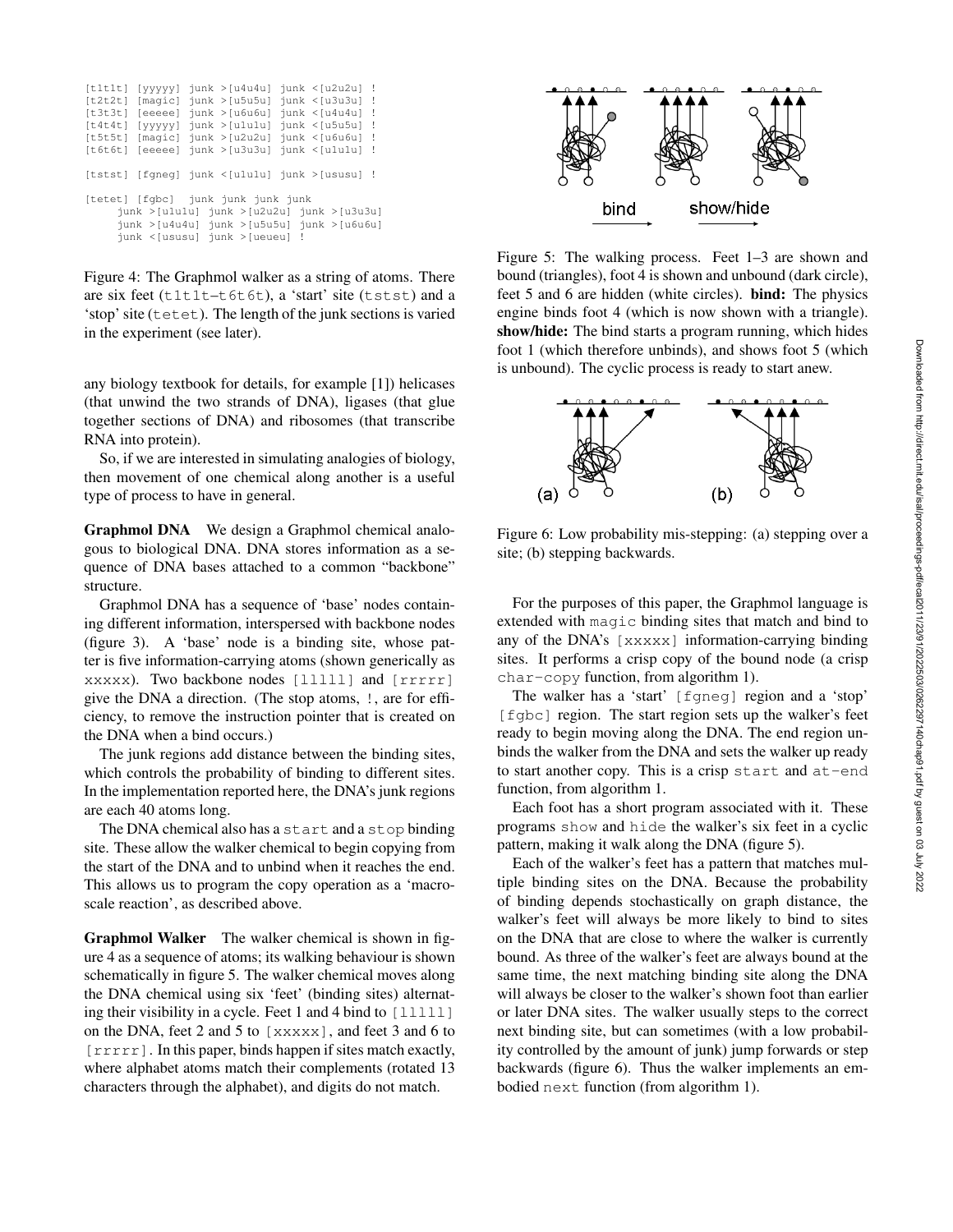```
[t1t1t] [yyyyy] junk >[u4u4u] junk <[u2u2u] !
[t2t2t] [magic] junk >[u5u5u] junk <[u3u3u] !
[t3t3t] [eeeee] junk >[u6u6u] junk <[u4u4u] !
[t4t4t] [yyyyy] junk >[u1u1u] junk <[u5u5u] !
[t5t5t] [magic] junk >[u2u2u] junk <[u6u6u] !
[t6t6t] [eeeee] junk >[u3u3u] junk <[u1u1u] !

[tstst] [fgneg] junk <[u1u1u] junk >[ususu] !

[tetet] [fgbc]  junk junk junk junk
     junk >[u1u1u] junk >[u2u2u] junk >[u3u3u]
     junk >[u4u4u] junk >[u5u5u] junk >[u6u6u]
     junk <[ususu] junk >[ueueu] !
```

Figure 4: The Graphmol walker as a string of atoms. There are six feet (t1t1t–t6t6t), a 'start' site (tstst) and a 'stop' site (tetet). The length of the junk sections is varied in the experiment (see later).

any biology textbook for details, for example [1]) helicases (that unwind the two strands of DNA), ligases (that glue together sections of DNA) and ribosomes (that transcribe RNA into protein).

So, if we are interested in simulating analogies of biology, then movement of one chemical along another is a useful type of process to have in general.

**Graphmol DNA** We design a Graphmol chemical analogous to biological DNA. DNA stores information as a sequence of DNA bases attached to a common "backbone" structure.

Graphmol DNA has a sequence of 'base' nodes containing different information, interspersed with backbone nodes (figure 3). A 'base' node is a binding site, whose patter is five information-carrying atoms (shown generically as xxxxx). Two backbone nodes [lllll] and [rrrrr] give the DNA a direction. (The stop atoms, !, are for efficiency, to remove the instruction pointer that is created on the DNA when a bind occurs.)

The junk regions add distance between the binding sites, which controls the probability of binding to different sites. In the implementation reported here, the DNA's junk regions are each 40 atoms long.

The DNA chemical also has a start and a stop binding site. These allow the walker chemical to begin copying from the start of the DNA and to unbind when it reaches the end. This allows us to program the copy operation as a 'macro-scale reaction', as described above.

**Graphmol Walker** The walker chemical is shown in figure 4 as a sequence of atoms; its walking behaviour is shown schematically in figure 5. The walker chemical moves along the DNA chemical using six 'feet' (binding sites) alternating their visibility in a cycle. Feet 1 and 4 bind to [lllll] on the DNA, feet 2 and 5 to [xxxxx], and feet 3 and 6 to [rrrrr]. In this paper, binds happen if sites match exactly, where alphabet atoms match their complements (rotated 13 characters through the alphabet), and digits do not match.

Figure 5: The walking process. Feet 1–3 are shown and bound (triangles), foot 4 is shown and unbound (dark circle), feet 5 and 6 are hidden (white circles). **bind:** The physics engine binds foot 4 (which is now shown with a triangle). **show/hide:** The bind starts a program running, which hides foot 1 (which therefore unbinds), and shows foot 5 (which is unbound). The cyclic process is ready to start anew.

Figure 6: Low probability mis-stepping: (a) stepping over a site; (b) stepping backwards.

For the purposes of this paper, the Graphmol language is extended with magic binding sites that match and bind to any of the DNA's [xxxxx] information-carrying binding sites. It performs a crisp copy of the bound node (a crisp char-copy function, from algorithm 1).

The walker has a 'start' [fgneg] region and a 'stop' [fgbc] region. The start region sets up the walker's feet ready to begin moving along the DNA. The end region unbinds the walker from the DNA and sets the walker up ready to start another copy. This is a crisp start and at-end function, from algorithm 1.

Each foot has a short program associated with it. These programs show and hide the walker's six feet in a cyclic pattern, making it walk along the DNA (figure 5).

Each of the walker's feet has a pattern that matches multiple binding sites on the DNA. Because the probability of binding depends stochastically on graph distance, the walker's feet will always be more likely to bind to sites on the DNA that are close to where the walker is currently bound. As three of the walker's feet are always bound at the same time, the next matching binding site along the DNA will always be closer to the walker's shown foot than earlier or later DNA sites. The walker usually steps to the correct next binding site, but can sometimes (with a low probability controlled by the amount of junk) jump forwards or step backwards (figure 6). Thus the walker implements an embodied next function (from algorithm 1).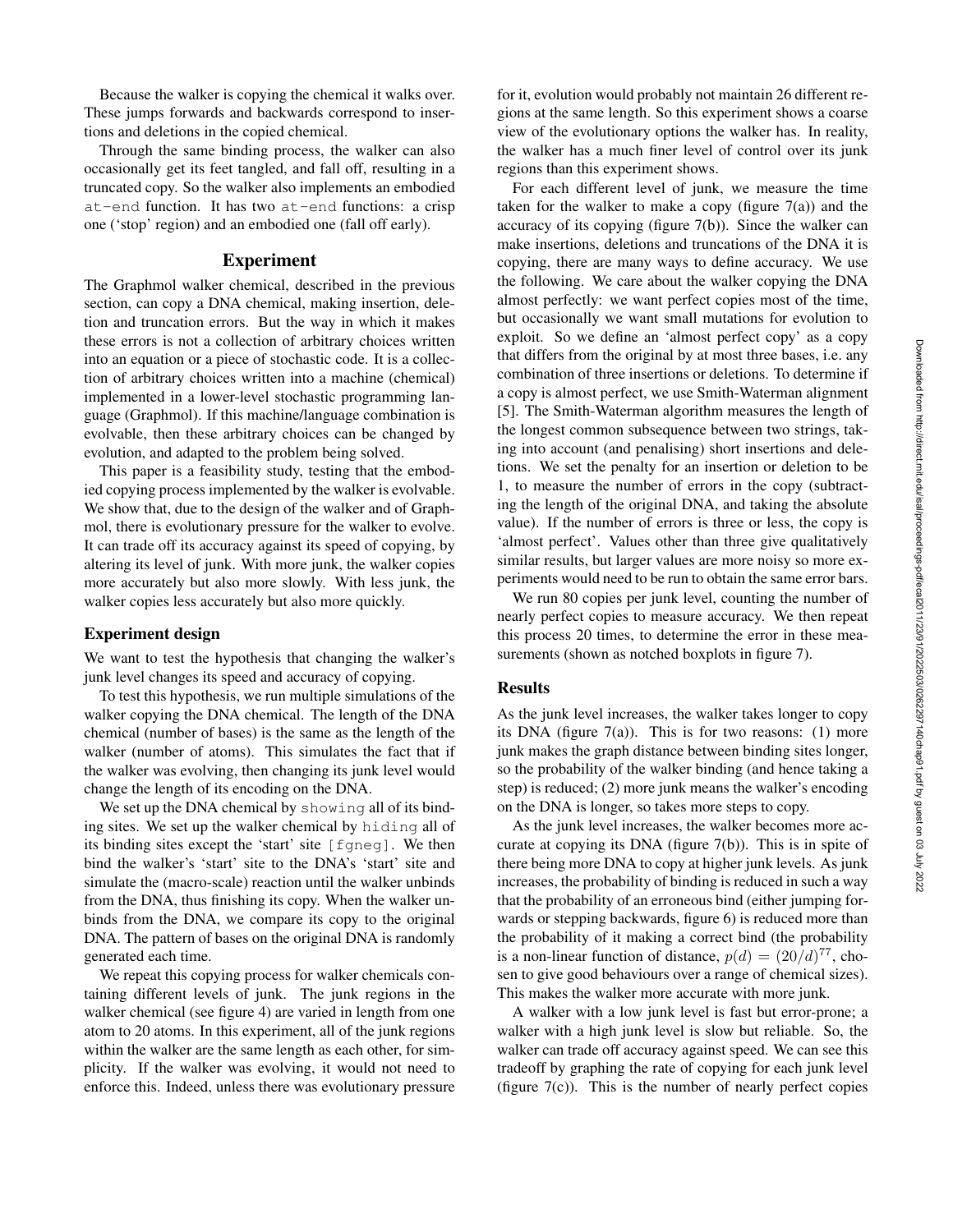Because the walker is copying the chemical it walks over. These jumps forwards and backwards correspond to insertions and deletions in the copied chemical.

Through the same binding process, the walker can also occasionally get its feet tangled, and fall off, resulting in a truncated copy. So the walker also implements an embodied `at-end` function. It has two `at-end` functions: a crisp one ('stop' region) and an embodied one (fall off early).

## Experiment

The Graphmol walker chemical, described in the previous section, can copy a DNA chemical, making insertion, deletion and truncation errors. But the way in which it makes these errors is not a collection of arbitrary choices written into an equation or a piece of stochastic code. It is a collection of arbitrary choices written into a machine (chemical) implemented in a lower-level stochastic programming language (Graphmol). If this machine/language combination is evolvable, then these arbitrary choices can be changed by evolution, and adapted to the problem being solved.

This paper is a feasibility study, testing that the embodied copying process implemented by the walker is evolvable. We show that, due to the design of the walker and of Graphmol, there is evolutionary pressure for the walker to evolve. It can trade off its accuracy against its speed of copying, by altering its level of junk. With more junk, the walker copies more accurately but also more slowly. With less junk, the walker copies less accurately but also more quickly.

### Experiment design

We want to test the hypothesis that changing the walker's junk level changes its speed and accuracy of copying.

To test this hypothesis, we run multiple simulations of the walker copying the DNA chemical. The length of the DNA chemical (number of bases) is the same as the length of the walker (number of atoms). This simulates the fact that if the walker was evolving, then changing its junk level would change the length of its encoding on the DNA.

We set up the DNA chemical by `showing` all of its binding sites. We set up the walker chemical by `hiding` all of its binding sites except the 'start' site `[fgneg]`. We then bind the walker's 'start' site to the DNA's 'start' site and simulate the (macro-scale) reaction until the walker unbinds from the DNA, thus finishing its copy. When the walker unbinds from the DNA, we compare its copy to the original DNA. The pattern of bases on the original DNA is randomly generated each time.

We repeat this copying process for walker chemicals containing different levels of junk. The junk regions in the walker chemical (see figure 4) are varied in length from one atom to 20 atoms. In this experiment, all of the junk regions within the walker are the same length as each other, for simplicity. If the walker was evolving, it would not need to enforce this. Indeed, unless there was evolutionary pressure for it, evolution would probably not maintain 26 different regions at the same length. So this experiment shows a coarse view of the evolutionary options the walker has. In reality, the walker has a much finer level of control over its junk regions than this experiment shows.

For each different level of junk, we measure the time taken for the walker to make a copy (figure 7(a)) and the accuracy of its copying (figure 7(b)). Since the walker can make insertions, deletions and truncations of the DNA it is copying, there are many ways to define accuracy. We use the following. We care about the walker copying the DNA almost perfectly: we want perfect copies most of the time, but occasionally we want small mutations for evolution to exploit. So we define an 'almost perfect copy' as a copy that differs from the original by at most three bases, i.e. any combination of three insertions or deletions. To determine if a copy is almost perfect, we use Smith-Waterman alignment [5]. The Smith-Waterman algorithm measures the length of the longest common subsequence between two strings, taking into account (and penalising) short insertions and deletions. We set the penalty for an insertion or deletion to be 1, to measure the number of errors in the copy (subtracting the length of the original DNA, and taking the absolute value). If the number of errors is three or less, the copy is 'almost perfect'. Values other than three give qualitatively similar results, but larger values are more noisy so more experiments would need to be run to obtain the same error bars.

We run 80 copies per junk level, counting the number of nearly perfect copies to measure accuracy. We then repeat this process 20 times, to determine the error in these measurements (shown as notched boxplots in figure 7).

### Results

As the junk level increases, the walker takes longer to copy its DNA (figure 7(a)). This is for two reasons: (1) more junk makes the graph distance between binding sites longer, so the probability of the walker binding (and hence taking a step) is reduced; (2) more junk means the walker's encoding on the DNA is longer, so takes more steps to copy.

As the junk level increases, the walker becomes more accurate at copying its DNA (figure 7(b)). This is in spite of there being more DNA to copy at higher junk levels. As junk increases, the probability of binding is reduced in such a way that the probability of an erroneous bind (either jumping forwards or stepping backwards, figure 6) is reduced more than the probability of it making a correct bind (the probability is a non-linear function of distance, $p(d) = (20/d)^{77}$, chosen to give good behaviours over a range of chemical sizes). This makes the walker more accurate with more junk.

A walker with a low junk level is fast but error-prone; a walker with a high junk level is slow but reliable. So, the walker can trade off accuracy against speed. We can see this tradeoff by graphing the rate of copying for each junk level (figure 7(c)). This is the number of nearly perfect copies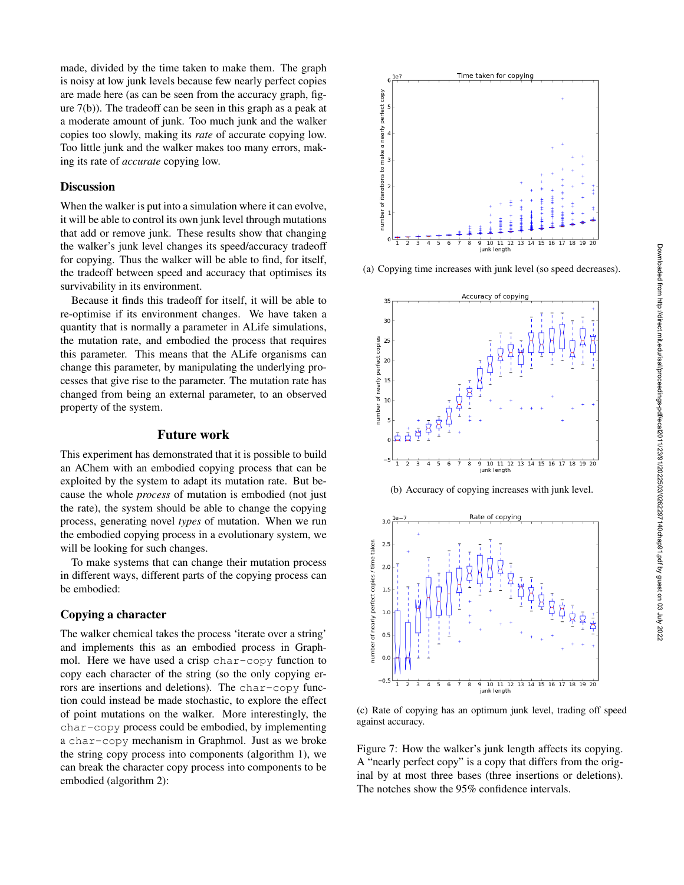made, divided by the time taken to make them. The graph is noisy at low junk levels because few nearly perfect copies are made here (as can be seen from the accuracy graph, figure 7(b)). The tradeoff can be seen in this graph as a peak at a moderate amount of junk. Too much junk and the walker copies too slowly, making its *rate* of accurate copying low. Too little junk and the walker makes too many errors, making its rate of *accurate* copying low.

## Discussion

When the walker is put into a simulation where it can evolve, it will be able to control its own junk level through mutations that add or remove junk. These results show that changing the walker's junk level changes its speed/accuracy tradeoff for copying. Thus the walker will be able to find, for itself, the tradeoff between speed and accuracy that optimises its survivability in its environment.

Because it finds this tradeoff for itself, it will be able to re-optimise if its environment changes. We have taken a quantity that is normally a parameter in ALife simulations, the mutation rate, and embodied the process that requires this parameter. This means that the ALife organisms can change this parameter, by manipulating the underlying processes that give rise to the parameter. The mutation rate has changed from being an external parameter, to an observed property of the system.

# Future work

This experiment has demonstrated that it is possible to build an AChem with an embodied copying process that can be exploited by the system to adapt its mutation rate. But because the whole *process* of mutation is embodied (not just the rate), the system should be able to change the copying process, generating novel *types* of mutation. When we run the embodied copying process in a evolutionary system, we will be looking for such changes.

To make systems that can change their mutation process in different ways, different parts of the copying process can be embodied:

## Copying a character

The walker chemical takes the process 'iterate over a string' and implements this as an embodied process in Graphmol. Here we have used a crisp `char-copy` function to copy each character of the string (so the only copying errors are insertions and deletions). The `char-copy` function could instead be made stochastic, to explore the effect of point mutations on the walker. More interestingly, the `char-copy` process could be embodied, by implementing a `char-copy` mechanism in Graphmol. Just as we broke the string copy process into components (algorithm 1), we can break the character copy process into components to be embodied (algorithm 2):

(a) Copying time increases with junk level (so speed decreases).

(b) Accuracy of copying increases with junk level.

(c) Rate of copying has an optimum junk level, trading off speed against accuracy.

Figure 7: How the walker's junk length affects its copying. A "nearly perfect copy" is a copy that differs from the original by at most three bases (three insertions or deletions). The notches show the 95% confidence intervals.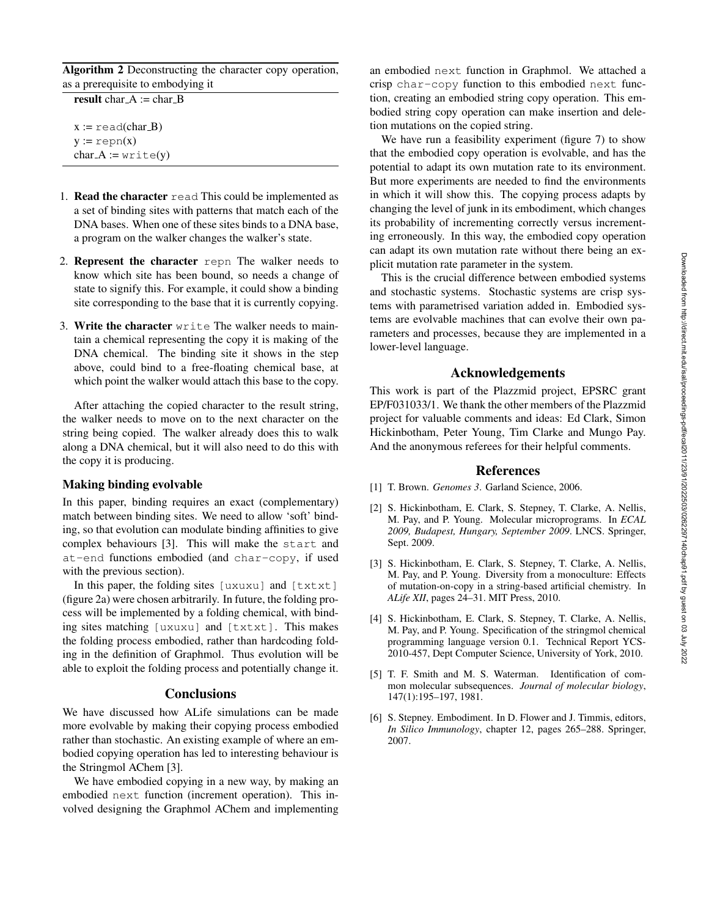**Algorithm 2** Deconstructing the character copy operation, as a prerequisite to embodying it

```
result char_A := char_B

x := read(char_B)
y := repn(x)
char_A := write(y)
```

1. **Read the character** `read` This could be implemented as a set of binding sites with patterns that match each of the DNA bases. When one of these sites binds to a DNA base, a program on the walker changes the walker's state.
2. **Represent the character** `repn` The walker needs to know which site has been bound, so needs a change of state to signify this. For example, it could show a binding site corresponding to the base that it is currently copying.
3. **Write the character** `write` The walker needs to maintain a chemical representing the copy it is making of the DNA chemical. The binding site it shows in the step above, could bind to a free-floating chemical base, at which point the walker would attach this base to the copy.

After attaching the copied character to the result string, the walker needs to move on to the next character on the string being copied. The walker already does this to walk along a DNA chemical, but it will also need to do this with the copy it is producing.

### Making binding evolvable

In this paper, binding requires an exact (complementary) match between binding sites. We need to allow 'soft' binding, so that evolution can modulate binding affinities to give complex behaviours [3]. This will make the `start` and `at-end` functions embodied (and `char-copy`, if used with the previous section).

In this paper, the folding sites `[uxuxu]` and `[txtxt]` (figure 2a) were chosen arbitrarily. In future, the folding process will be implemented by a folding chemical, with binding sites matching `[uxuxu]` and `[txtxt]`. This makes the folding process embodied, rather than hardcoding folding in the definition of Graphmol. Thus evolution will be able to exploit the folding process and potentially change it.

## Conclusions

We have discussed how ALife simulations can be made more evolvable by making their copying process embodied rather than stochastic. An existing example of where an embodied copying operation has led to interesting behaviour is the Stringmol AChem [3].

We have embodied copying in a new way, by making an embodied `next` function (increment operation). This involved designing the Graphmol AChem and implementing an embodied `next` function in Graphmol. We attached a crisp `char-copy` function to this embodied `next` function, creating an embodied string copy operation. This embodied string copy operation can make insertion and deletion mutations on the copied string.

We have run a feasibility experiment (figure 7) to show that the embodied copy operation is evolvable, and has the potential to adapt its own mutation rate to its environment. But more experiments are needed to find the environments in which it will show this. The copying process adapts by changing the level of junk in its embodiment, which changes its probability of incrementing correctly versus incrementing erroneously. In this way, the embodied copy operation can adapt its own mutation rate without there being an explicit mutation rate parameter in the system.

This is the crucial difference between embodied systems and stochastic systems. Stochastic systems are crisp systems with parametrised variation added in. Embodied systems are evolvable machines that can evolve their own parameters and processes, because they are implemented in a lower-level language.

## Acknowledgements

This work is part of the Plazzmid project, EPSRC grant EP/F031033/1. We thank the other members of the Plazzmid project for valuable comments and ideas: Ed Clark, Simon Hickinbotham, Peter Young, Tim Clarke and Mungo Pay. And the anonymous referees for their helpful comments.

## References

[1] T. Brown. *Genomes 3*. Garland Science, 2006.

[2] S. Hickinbotham, E. Clark, S. Stepney, T. Clarke, A. Nellis, M. Pay, and P. Young. Molecular microprograms. In *ECAL 2009, Budapest, Hungary, September 2009*. LNCS. Springer, Sept. 2009.

[3] S. Hickinbotham, E. Clark, S. Stepney, T. Clarke, A. Nellis, M. Pay, and P. Young. Diversity from a monoculture: Effects of mutation-on-copy in a string-based artificial chemistry. In *ALife XII*, pages 24–31. MIT Press, 2010.

[4] S. Hickinbotham, E. Clark, S. Stepney, T. Clarke, A. Nellis, M. Pay, and P. Young. Specification of the stringmol chemical programming language version 0.1. Technical Report YCS-2010-457, Dept Computer Science, University of York, 2010.

[5] T. F. Smith and M. S. Waterman. Identification of common molecular subsequences. *Journal of molecular biology*, 147(1):195–197, 1981.

[6] S. Stepney. Embodiment. In D. Flower and J. Timmis, editors, *In Silico Immunology*, chapter 12, pages 265–288. Springer, 2007.